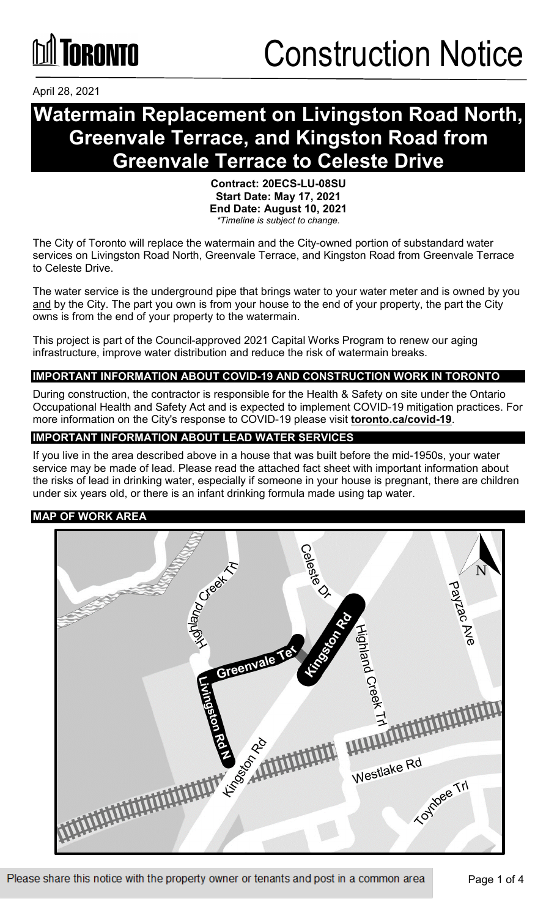# Construction Notice

April 28, 2021

## Watermain Replacement on Livingston Road North, Greenvale Terrace, and Kingston Road from Greenvale Terrace to Celeste Drive

**Contract: 20ECS-LU-08SU**
**Start Date: May 17, 2021**
**End Date: August 10, 2021**
*\*Timeline is subject to change.*

The City of Toronto will replace the watermain and the City-owned portion of substandard water services on Livingston Road North, Greenvale Terrace, and Kingston Road from Greenvale Terrace to Celeste Drive.

The water service is the underground pipe that brings water to your water meter and is owned by you and by the City. The part you own is from your house to the end of your property, the part the City owns is from the end of your property to the watermain.

This project is part of the Council-approved 2021 Capital Works Program to renew our aging infrastructure, improve water distribution and reduce the risk of watermain breaks.

### IMPORTANT INFORMATION ABOUT COVID-19 AND CONSTRUCTION WORK IN TORONTO

During construction, the contractor is responsible for the Health & Safety on site under the Ontario Occupational Health and Safety Act and is expected to implement COVID-19 mitigation practices. For more information on the City's response to COVID-19 please visit **toronto.ca/covid-19**.

### IMPORTANT INFORMATION ABOUT LEAD WATER SERVICES

If you live in the area described above in a house that was built before the mid-1950s, your water service may be made of lead. Please read the attached fact sheet with important information about the risks of lead in drinking water, especially if someone in your house is pregnant, there are children under six years old, or there is an infant drinking formula made using tap water.

### MAP OF WORK AREA

Highland Creek Trl
Celeste Dr
Payzac Ave
N
Greenvale Ter
Kingston Rd
Highland Creek Trl
Livingston Rd N
Kingston Rd
Westlake Rd
Toynbee Trl

Please share this notice with the property owner or tenants and post in a common area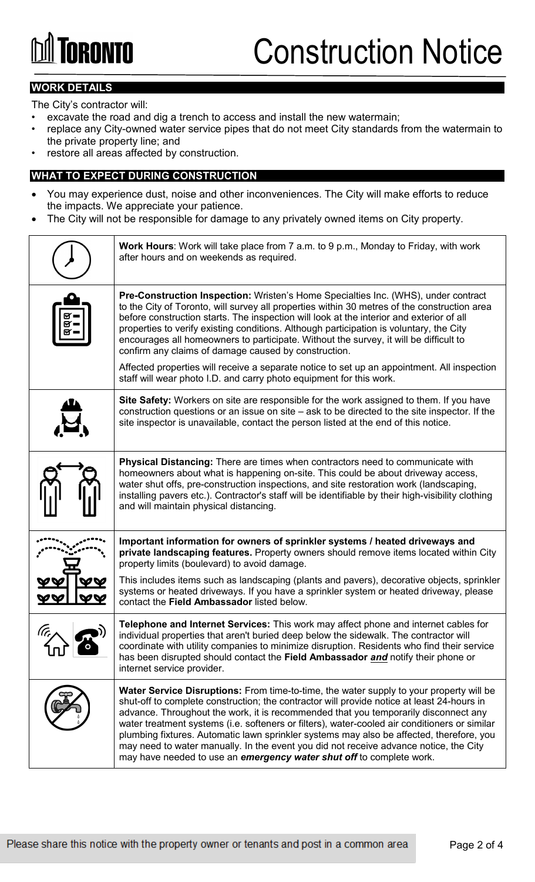# Construction Notice

## WORK DETAILS

The City's contractor will:

- excavate the road and dig a trench to access and install the new watermain;
- replace any City-owned water service pipes that do not meet City standards from the watermain to the private property line; and
- restore all areas affected by construction.

## WHAT TO EXPECT DURING CONSTRUCTION

- You may experience dust, noise and other inconveniences. The City will make efforts to reduce the impacts. We appreciate your patience.
- The City will not be responsible for damage to any privately owned items on City property.

| | |
|---|---|
| | **Work Hours**: Work will take place from 7 a.m. to 9 p.m., Monday to Friday, with work after hours and on weekends as required. |
| | **Pre-Construction Inspection:** Wristen's Home Specialties Inc. (WHS), under contract to the City of Toronto, will survey all properties within 30 metres of the construction area before construction starts. The inspection will look at the interior and exterior of all properties to verify existing conditions. Although participation is voluntary, the City encourages all homeowners to participate. Without the survey, it will be difficult to confirm any claims of damage caused by construction.<br><br>Affected properties will receive a separate notice to set up an appointment. All inspection staff will wear photo I.D. and carry photo equipment for this work. |
| | **Site Safety:** Workers on site are responsible for the work assigned to them. If you have construction questions or an issue on site – ask to be directed to the site inspector. If the site inspector is unavailable, contact the person listed at the end of this notice. |
| | **Physical Distancing:** There are times when contractors need to communicate with homeowners about what is happening on-site. This could be about driveway access, water shut offs, pre-construction inspections, and site restoration work (landscaping, installing pavers etc.). Contractor's staff will be identifiable by their high-visibility clothing and will maintain physical distancing. |
| | **Important information for owners of sprinkler systems / heated driveways and private landscaping features.** Property owners should remove items located within City property limits (boulevard) to avoid damage.<br><br>This includes items such as landscaping (plants and pavers), decorative objects, sprinkler systems or heated driveways. If you have a sprinkler system or heated driveway, please contact the **Field Ambassador** listed below. |
| | **Telephone and Internet Services:** This work may affect phone and internet cables for individual properties that aren't buried deep below the sidewalk. The contractor will coordinate with utility companies to minimize disruption. Residents who find their service has been disrupted should contact the **Field Ambassador** ***and*** notify their phone or internet service provider. |
| | **Water Service Disruptions:** From time-to-time, the water supply to your property will be shut-off to complete construction; the contractor will provide notice at least 24-hours in advance. Throughout the work, it is recommended that you temporarily disconnect any water treatment systems (i.e. softeners or filters), water-cooled air conditioners or similar plumbing fixtures. Automatic lawn sprinkler systems may also be affected, therefore, you may need to water manually. In the event you did not receive advance notice, the City may have needed to use an ***emergency water shut off*** to complete work. |

Please share this notice with the property owner or tenants and post in a common area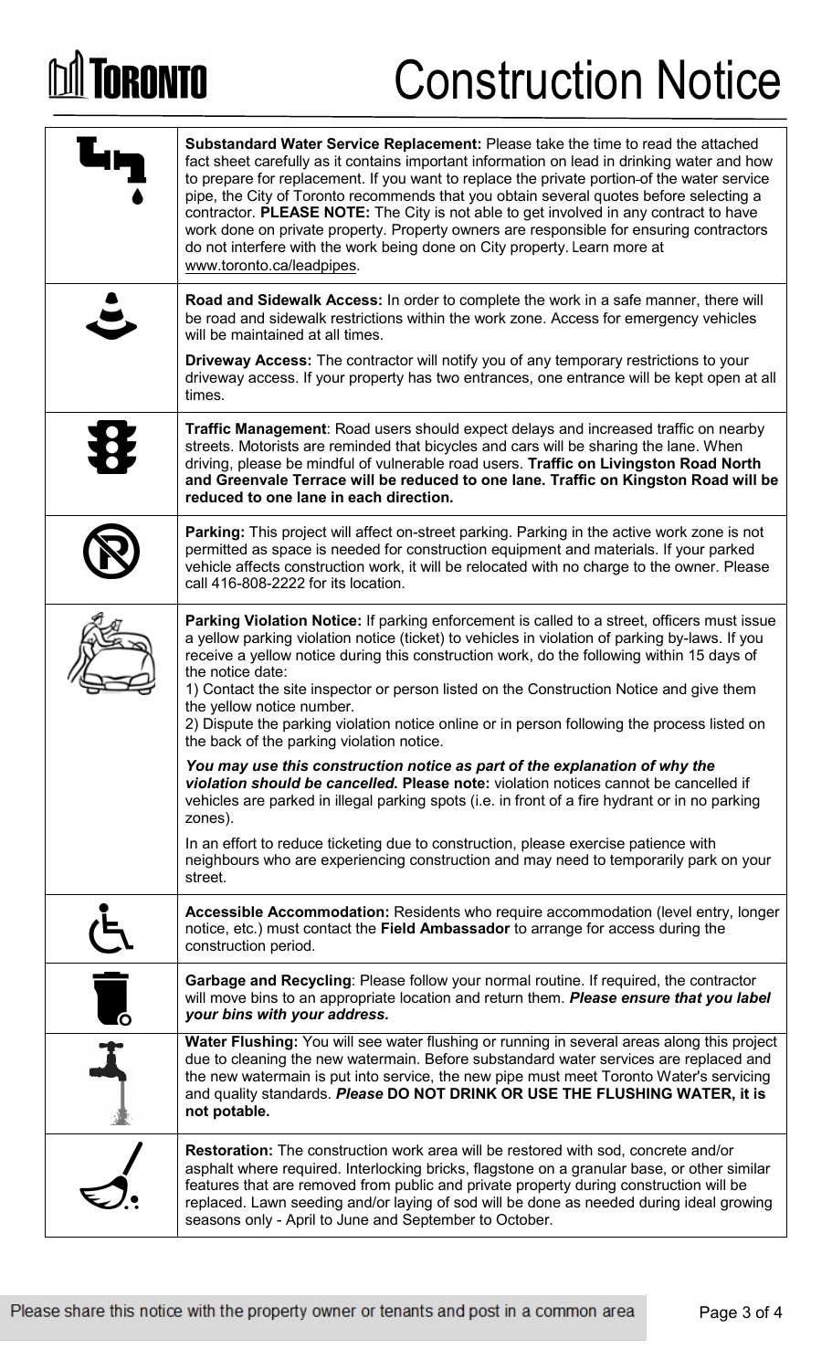# Construction Notice

**Substandard Water Service Replacement:** Please take the time to read the attached fact sheet carefully as it contains important information on lead in drinking water and how to prepare for replacement. If you want to replace the private portion of the water service pipe, the City of Toronto recommends that you obtain several quotes before selecting a contractor. **PLEASE NOTE:** The City is not able to get involved in any contract to have work done on private property. Property owners are responsible for ensuring contractors do not interfere with the work being done on City property. Learn more at www.toronto.ca/leadpipes.

**Road and Sidewalk Access:** In order to complete the work in a safe manner, there will be road and sidewalk restrictions within the work zone. Access for emergency vehicles will be maintained at all times.

**Driveway Access:** The contractor will notify you of any temporary restrictions to your driveway access. If your property has two entrances, one entrance will be kept open at all times.

**Traffic Management**: Road users should expect delays and increased traffic on nearby streets. Motorists are reminded that bicycles and cars will be sharing the lane. When driving, please be mindful of vulnerable road users. **Traffic on Livingston Road North and Greenvale Terrace will be reduced to one lane. Traffic on Kingston Road will be reduced to one lane in each direction.**

**Parking:** This project will affect on-street parking. Parking in the active work zone is not permitted as space is needed for construction equipment and materials. If your parked vehicle affects construction work, it will be relocated with no charge to the owner. Please call 416-808-2222 for its location.

**Parking Violation Notice:** If parking enforcement is called to a street, officers must issue a yellow parking violation notice (ticket) to vehicles in violation of parking by-laws. If you receive a yellow notice during this construction work, do the following within 15 days of the notice date:

1) Contact the site inspector or person listed on the Construction Notice and give them the yellow notice number.
2) Dispute the parking violation notice online or in person following the process listed on the back of the parking violation notice.

***You may use this construction notice as part of the explanation of why the violation should be cancelled.*** **Please note:** violation notices cannot be cancelled if vehicles are parked in illegal parking spots (i.e. in front of a fire hydrant or in no parking zones).

In an effort to reduce ticketing due to construction, please exercise patience with neighbours who are experiencing construction and may need to temporarily park on your street.

**Accessible Accommodation:** Residents who require accommodation (level entry, longer notice, etc.) must contact the **Field Ambassador** to arrange for access during the construction period.

**Garbage and Recycling**: Please follow your normal routine. If required, the contractor will move bins to an appropriate location and return them. ***Please ensure that you label your bins with your address.***

**Water Flushing:** You will see water flushing or running in several areas along this project due to cleaning the new watermain. Before substandard water services are replaced and the new watermain is put into service, the new pipe must meet Toronto Water's servicing and quality standards. ***Please*** **DO NOT DRINK OR USE THE FLUSHING WATER, it is not potable.**

**Restoration:** The construction work area will be restored with sod, concrete and/or asphalt where required. Interlocking bricks, flagstone on a granular base, or other similar features that are removed from public and private property during construction will be replaced. Lawn seeding and/or laying of sod will be done as needed during ideal growing seasons only - April to June and September to October.

Please share this notice with the property owner or tenants and post in a common area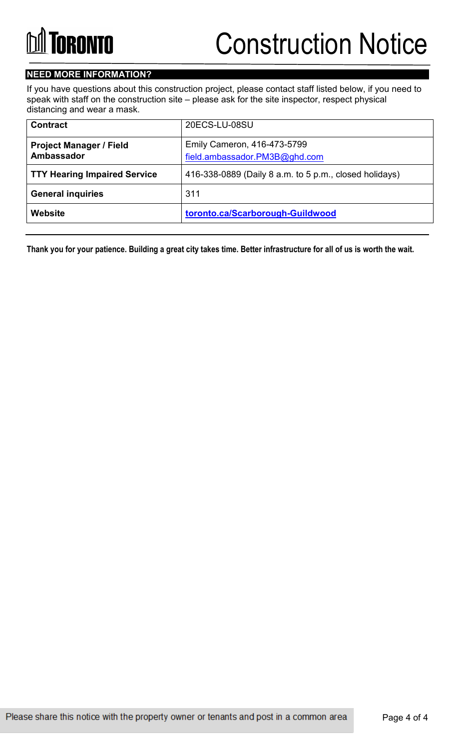# Construction Notice

## NEED MORE INFORMATION?

If you have questions about this construction project, please contact staff listed below, if you need to speak with staff on the construction site – please ask for the site inspector, respect physical distancing and wear a mask.

| | |
|---|---|
| **Contract** | 20ECS-LU-08SU |
| **Project Manager / Field Ambassador** | Emily Cameron, 416-473-5799 field.ambassador.PM3B@ghd.com |
| **TTY Hearing Impaired Service** | 416-338-0889 (Daily 8 a.m. to 5 p.m., closed holidays) |
| **General inquiries** | 311 |
| **Website** | **toronto.ca/Scarborough-Guildwood** |

**Thank you for your patience. Building a great city takes time. Better infrastructure for all of us is worth the wait.**

Please share this notice with the property owner or tenants and post in a common area